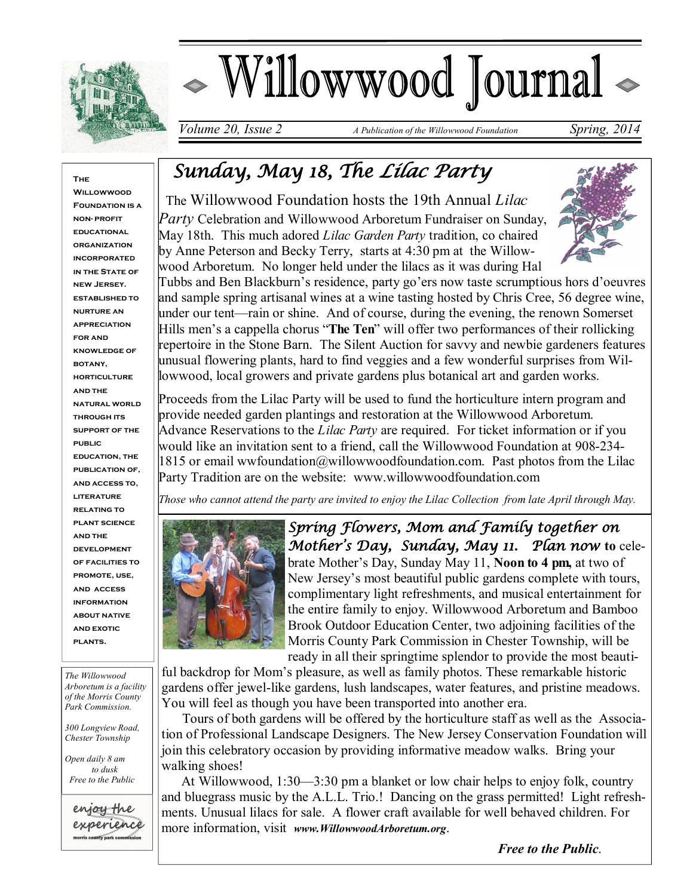# Willowwood Journal

*Volume 20, Issue 2* — A Publication of the Willowwood Foundation — *Spring, 2014*

**The Willowwood Foundation is a non- profit educational organization incorporated in the State of New Jersey. Established to nurture an appreciation for and knowledge of botany, horticulture and the natural world through its support of the public education, the publication of, and access to, literature relating to plant science and the development of facilities to promote, use, and access information about native and exotic plants.**

*The Willowwood Arboretum is a facility of the Morris County Park Commission.*

*300 Longview Road, Chester Township*

*Open daily 8 am to dusk*
*Free to the Public*

enjoy the experience
morris county park commission

## Sunday, May 18, The Lilac Party

The Willowwood Foundation hosts the 19th Annual *Lilac Party* Celebration and Willowwood Arboretum Fundraiser on Sunday, May 18th. This much adored *Lilac Garden Party* tradition, co chaired by Anne Peterson and Becky Terry, starts at 4:30 pm at the Willowwood Arboretum. No longer held under the lilacs as it was during Hal Tubbs and Ben Blackburn's residence, party go'ers now taste scrumptious hors d'oeuvres and sample spring artisanal wines at a wine tasting hosted by Chris Cree, 56 degree wine, under our tent—rain or shine. And of course, during the evening, the renown Somerset Hills men's a cappella chorus "**The Ten**" will offer two performances of their rollicking repertoire in the Stone Barn. The Silent Auction for savvy and newbie gardeners features unusual flowering plants, hard to find veggies and a few wonderful surprises from Willowwood, local growers and private gardens plus botanical art and garden works.

Proceeds from the Lilac Party will be used to fund the horticulture intern program and provide needed garden plantings and restoration at the Willowwood Arboretum. Advance Reservations to the *Lilac Party* are required. For ticket information or if you would like an invitation sent to a friend, call the Willowwood Foundation at 908-234-1815 or email wwfoundation@willowwoodfoundation.com. Past photos from the Lilac Party Tradition are on the website: www.willowwoodfoundation.com

*Those who cannot attend the party are invited to enjoy the Lilac Collection from late April through May.*

***Spring Flowers, Mom and Family together on Mother's Day, Sunday, May 11. Plan now*** **to** celebrate Mother's Day, Sunday May 11, **Noon to 4 pm,** at two of New Jersey's most beautiful public gardens complete with tours, complimentary light refreshments, and musical entertainment for the entire family to enjoy. Willowwood Arboretum and Bamboo Brook Outdoor Education Center, two adjoining facilities of the Morris County Park Commission in Chester Township, will be ready in all their springtime splendor to provide the most beautiful backdrop for Mom's pleasure, as well as family photos. These remarkable historic gardens offer jewel-like gardens, lush landscapes, water features, and pristine meadows. You will feel as though you have been transported into another era.

Tours of both gardens will be offered by the horticulture staff as well as the Association of Professional Landscape Designers. The New Jersey Conservation Foundation will join this celebratory occasion by providing informative meadow walks. Bring your walking shoes!

At Willowwood, 1:30—3:30 pm a blanket or low chair helps to enjoy folk, country and bluegrass music by the A.L.L. Trio.! Dancing on the grass permitted! Light refreshments. Unusual lilacs for sale. A flower craft available for well behaved children. For more information, visit ***www.WillowwoodArboretum.org***.

***Free to the Public****.*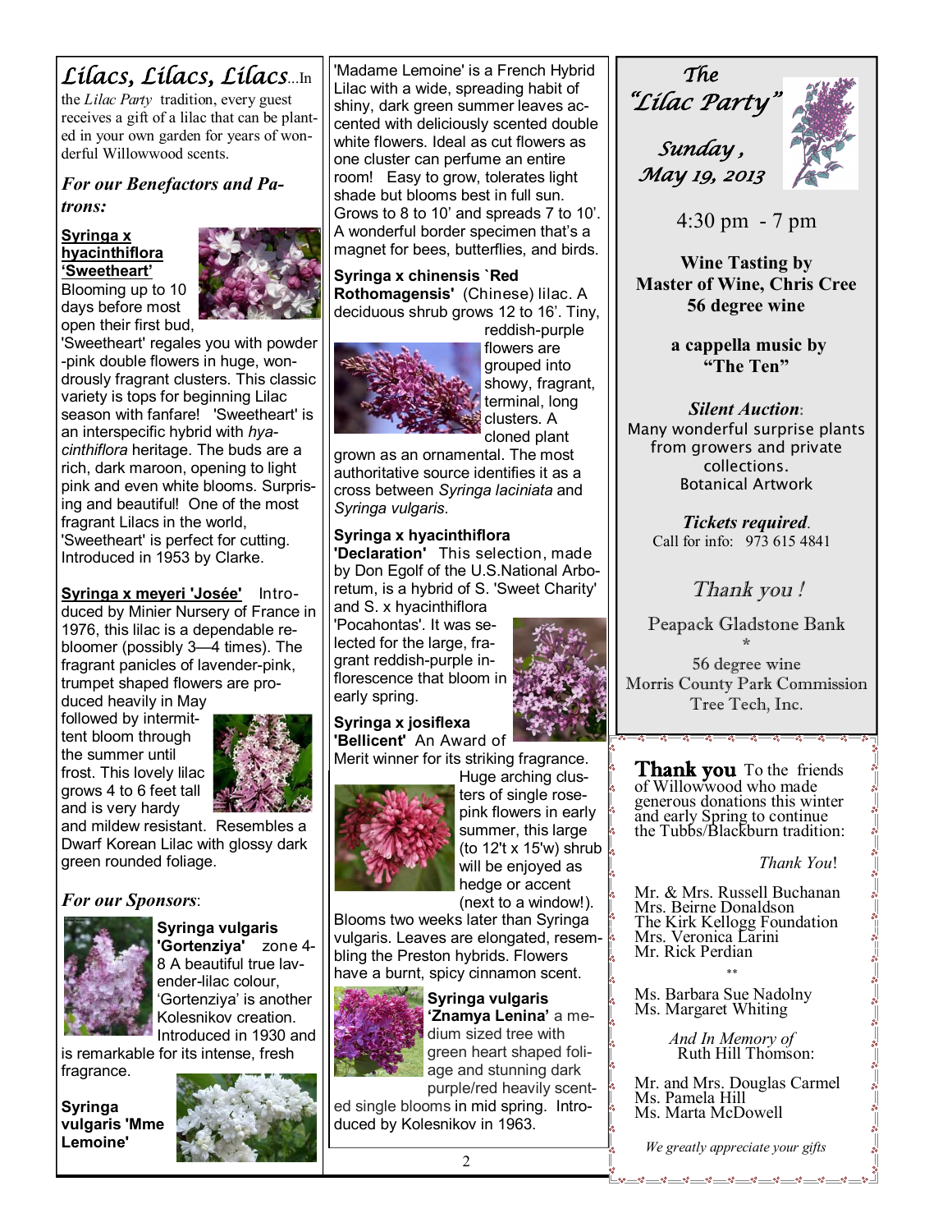# *Lilacs, Lilacs, Lilacs*...

In the *Lilac Party* tradition, every guest receives a gift of a lilac that can be planted in your own garden for years of wonderful Willowwood scents.

## *For our Benefactors and Patrons:*

**Syringa x hyacinthiflora 'Sweetheart'**
Blooming up to 10 days before most open their first bud, 'Sweetheart' regales you with powder-pink double flowers in huge, wondrously fragrant clusters. This classic variety is tops for beginning Lilac season with fanfare! 'Sweetheart' is an interspecific hybrid with *hyacinthiflora* heritage. The buds are a rich, dark maroon, opening to light pink and even white blooms. Surprising and beautiful! One of the most fragrant Lilacs in the world, 'Sweetheart' is perfect for cutting. Introduced in 1953 by Clarke.

**Syringa x meyeri 'Josée'** Introduced by Minier Nursery of France in 1976, this lilac is a dependable rebloomer (possibly 3—4 times). The fragrant panicles of lavender-pink, trumpet shaped flowers are produced heavily in May followed by intermittent bloom through the summer until frost. This lovely lilac grows 4 to 6 feet tall and is very hardy and mildew resistant. Resembles a Dwarf Korean Lilac with glossy dark green rounded foliage.

## *For our Sponsors*:

**Syringa vulgaris 'Gortenziya'** zone 4-8 A beautiful true lavender-lilac colour, 'Gortenziya' is another Kolesnikov creation. Introduced in 1930 and is remarkable for its intense, fresh fragrance.

**Syringa vulgaris 'Mme Lemoine'**

'Madame Lemoine' is a French Hybrid Lilac with a wide, spreading habit of shiny, dark green summer leaves accented with deliciously scented double white flowers. Ideal as cut flowers as one cluster can perfume an entire room! Easy to grow, tolerates light shade but blooms best in full sun. Grows to 8 to 10' and spreads 7 to 10'. A wonderful border specimen that's a magnet for bees, butterflies, and birds.

**Syringa x chinensis `Red Rothomagensis'** (Chinese) lilac. A deciduous shrub grows 12 to 16'. Tiny, reddish-purple flowers are grouped into showy, fragrant, terminal, long clusters. A cloned plant grown as an ornamental. The most authoritative source identifies it as a cross between *Syringa laciniata* and *Syringa vulgaris*.

**Syringa x hyacinthiflora 'Declaration'** This selection, made by Don Egolf of the U.S.National Arboretum, is a hybrid of S. 'Sweet Charity' and S. x hyacinthiflora 'Pocahontas'. It was selected for the large, fragrant reddish-purple inflorescence that bloom in early spring.

**Syringa x josiflexa 'Bellicent'** An Award of Merit winner for its striking fragrance. Huge arching clusters of single rose-pink flowers in early summer, this large (to 12't x 15'w) shrub will be enjoyed as hedge or accent (next to a window!). Blooms two weeks later than Syringa vulgaris. Leaves are elongated, resembling the Preston hybrids. Flowers have a burnt, spicy cinnamon scent.

**Syringa vulgaris 'Znamya Lenina'** a medium sized tree with green heart shaped foliage and stunning dark purple/red heavily scented single blooms in mid spring. Introduced by Kolesnikov in 1963.

# *The "Lilac Party"*

## *Sunday, May 19, 2013*

4:30 pm - 7 pm

**Wine Tasting by Master of Wine, Chris Cree 56 degree wine**

**a cappella music by "The Ten"**

***Silent Auction***:
Many wonderful surprise plants from growers and private collections.
Botanical Artwork

***Tickets required***.
Call for info: 973 615 4841

*Thank you !*

Peapack Gladstone Bank
*
56 degree wine
Morris County Park Commission
Tree Tech, Inc.

**Thank you** To the friends of Willowwood who made generous donations this winter and early Spring to continue the Tubbs/Blackburn tradition:

*Thank You*!

Mr. & Mrs. Russell Buchanan
Mrs. Beirne Donaldson
The Kirk Kellogg Foundation
Mrs. Veronica Larini
Mr. Rick Perdian

**

Ms. Barbara Sue Nadolny
Ms. Margaret Whiting

*And In Memory of*
Ruth Hill Thomson:

Mr. and Mrs. Douglas Carmel
Ms. Pamela Hill
Ms. Marta McDowell

*We greatly appreciate your gifts*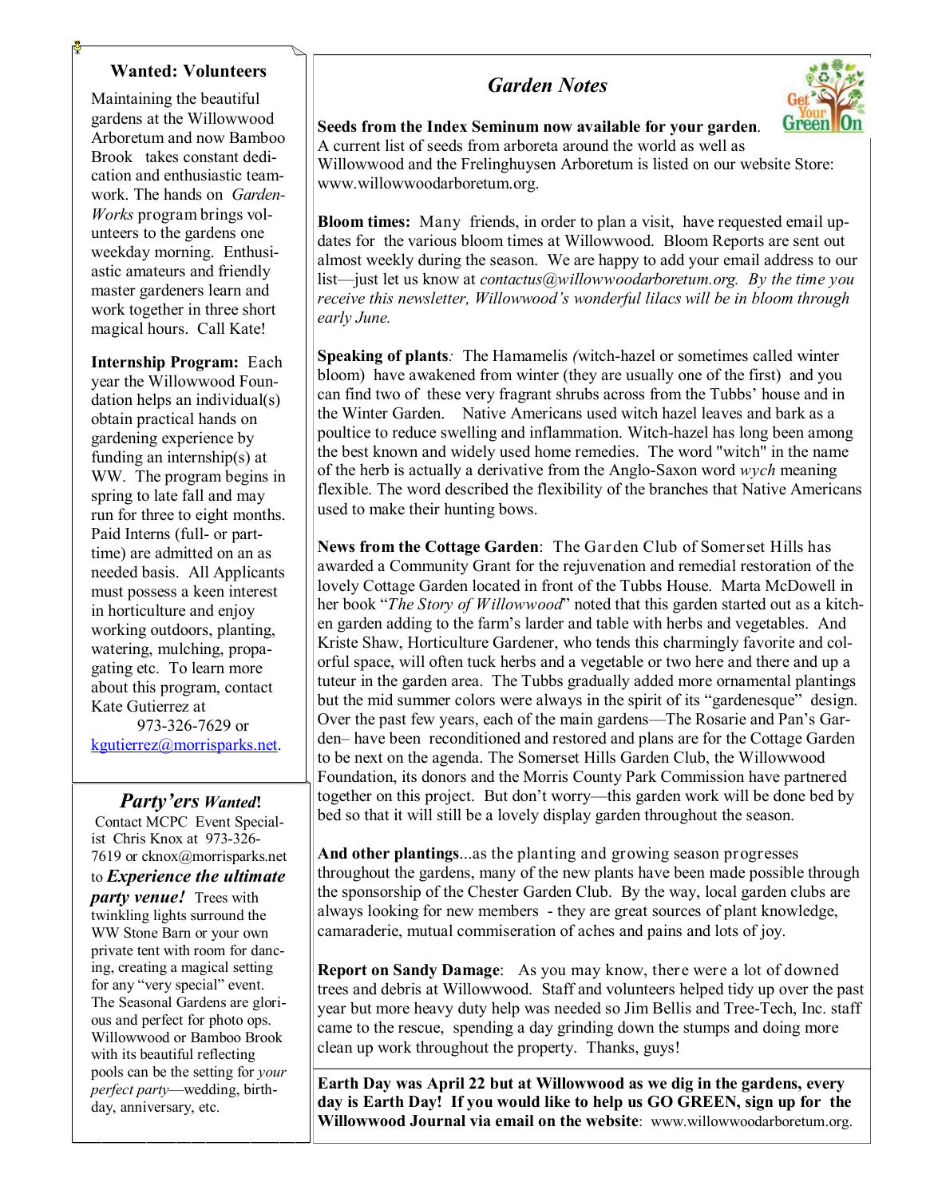## Wanted: Volunteers

Maintaining the beautiful gardens at the Willowwood Arboretum and now Bamboo Brook takes constant dedication and enthusiastic teamwork. The hands on *Garden-Works* program brings volunteers to the gardens one weekday morning. Enthusiastic amateurs and friendly master gardeners learn and work together in three short magical hours. Call Kate!

**Internship Program:** Each year the Willowwood Foundation helps an individual(s) obtain practical hands on gardening experience by funding an internship(s) at WW. The program begins in spring to late fall and may run for three to eight months. Paid Interns (full- or part-time) are admitted on an as needed basis. All Applicants must possess a keen interest in horticulture and enjoy working outdoors, planting, watering, mulching, propagating etc. To learn more about this program, contact Kate Gutierrez at 973-326-7629 or kgutierrez@morrisparks.net.

## *Party'ers Wanted!*

Contact MCPC Event Specialist Chris Knox at 973-326-7619 or cknox@morrisparks.net to ***Experience the ultimate party venue!*** Trees with twinkling lights surround the WW Stone Barn or your own private tent with room for dancing, creating a magical setting for any "very special" event. The Seasonal Gardens are glorious and perfect for photo ops. Willowwood or Bamboo Brook with its beautiful reflecting pools can be the setting for *your perfect party*—wedding, birthday, anniversary, etc.

## *Garden Notes*

**Seeds from the Index Seminum now available for your garden**. A current list of seeds from arboreta around the world as well as Willowwood and the Frelinghuysen Arboretum is listed on our website Store: www.willowwoodarboretum.org.

**Bloom times:** Many friends, in order to plan a visit, have requested email updates for the various bloom times at Willowwood. Bloom Reports are sent out almost weekly during the season. We are happy to add your email address to our list—just let us know at *contactus@willowwoodarboretum.org. By the time you receive this newsletter, Willowwood's wonderful lilacs will be in bloom through early June.*

**Speaking of plants***:* The Hamamelis *(*witch-hazel or sometimes called winter bloom) have awakened from winter (they are usually one of the first) and you can find two of these very fragrant shrubs across from the Tubbs' house and in the Winter Garden. Native Americans used witch hazel leaves and bark as a poultice to reduce swelling and inflammation. Witch-hazel has long been among the best known and widely used home remedies. The word "witch" in the name of the herb is actually a derivative from the Anglo-Saxon word *wych* meaning flexible. The word described the flexibility of the branches that Native Americans used to make their hunting bows.

**News from the Cottage Garden**: The Garden Club of Somerset Hills has awarded a Community Grant for the rejuvenation and remedial restoration of the lovely Cottage Garden located in front of the Tubbs House. Marta McDowell in her book "*The Story of Willowwood*" noted that this garden started out as a kitchen garden adding to the farm's larder and table with herbs and vegetables. And Kriste Shaw, Horticulture Gardener, who tends this charmingly favorite and colorful space, will often tuck herbs and a vegetable or two here and there and up a tuteur in the garden area. The Tubbs gradually added more ornamental plantings but the mid summer colors were always in the spirit of its "gardenesque" design. Over the past few years, each of the main gardens—The Rosarie and Pan's Garden– have been reconditioned and restored and plans are for the Cottage Garden to be next on the agenda. The Somerset Hills Garden Club, the Willowwood Foundation, its donors and the Morris County Park Commission have partnered together on this project. But don't worry—this garden work will be done bed by bed so that it will still be a lovely display garden throughout the season.

**And other plantings**...as the planting and growing season progresses throughout the gardens, many of the new plants have been made possible through the sponsorship of the Chester Garden Club. By the way, local garden clubs are always looking for new members - they are great sources of plant knowledge, camaraderie, mutual commiseration of aches and pains and lots of joy.

**Report on Sandy Damage**: As you may know, there were a lot of downed trees and debris at Willowwood. Staff and volunteers helped tidy up over the past year but more heavy duty help was needed so Jim Bellis and Tree-Tech, Inc. staff came to the rescue, spending a day grinding down the stumps and doing more clean up work throughout the property. Thanks, guys!

**Earth Day was April 22 but at Willowwood as we dig in the gardens, every day is Earth Day! If you would like to help us GO GREEN, sign up for the Willowwood Journal via email on the website**: www.willowwoodarboretum.org.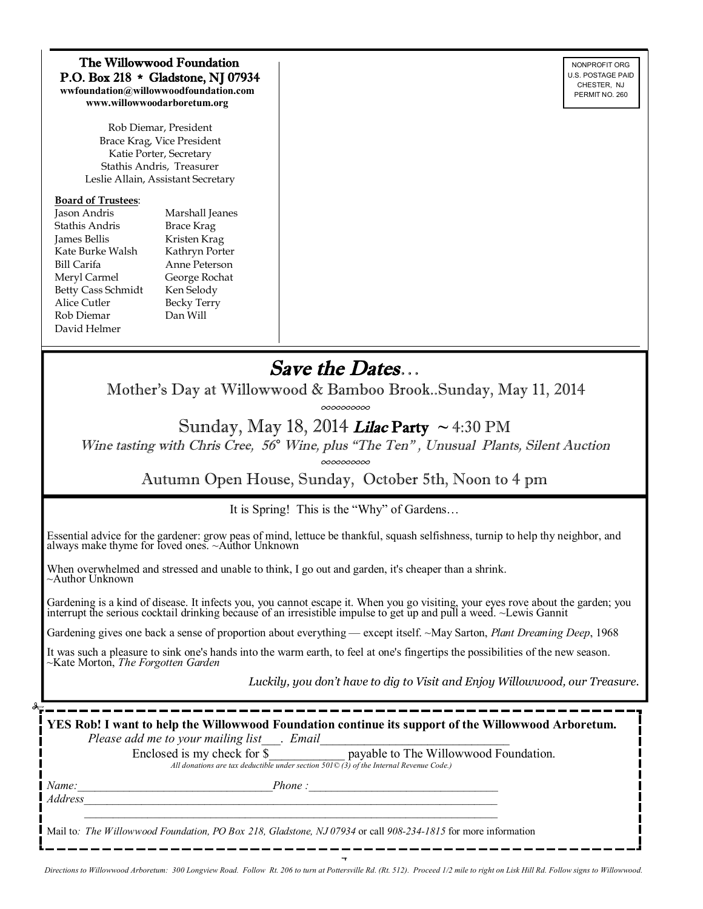**The Willowwood Foundation**
**P.O. Box 218 * Gladstone, NJ 07934**
**wwfoundation@willowwoodfoundation.com**
**www.willowwoodarboretum.org**

Rob Diemar, President
Brace Krag, Vice President
Katie Porter, Secretary
Stathis Andris, Treasurer
Leslie Allain, Assistant Secretary

**Board of Trustees**:

Jason Andris
Stathis Andris
James Bellis
Kate Burke Walsh
Bill Carifa
Meryl Carmel
Betty Cass Schmidt
Alice Cutler
Rob Diemar
David Helmer
Marshall Jeanes
Brace Krag
Kristen Krag
Kathryn Porter
Anne Peterson
George Rochat
Ken Selody
Becky Terry
Dan Will

NONPROFIT ORG
U.S. POSTAGE PAID
CHESTER, NJ
PERMIT NO. 260

## *Save the Dates…*

Mother's Day at Willowwood & Bamboo Brook..Sunday, May 11, 2014

∞∞∞∞∞∞∞∞

Sunday, May 18, 2014 ***Lilac* Party** ~ 4:30 PM

*Wine tasting with Chris Cree, 56° Wine, plus "The Ten", Unusual Plants, Silent Auction*

∞∞∞∞∞∞∞∞

Autumn Open House, Sunday, October 5th, Noon to 4 pm

It is Spring! This is the "Why" of Gardens…

Essential advice for the gardener: grow peas of mind, lettuce be thankful, squash selfishness, turnip to help thy neighbor, and always make thyme for loved ones. ~Author Unknown

When overwhelmed and stressed and unable to think, I go out and garden, it's cheaper than a shrink. ~Author Unknown

Gardening is a kind of disease. It infects you, you cannot escape it. When you go visiting, your eyes rove about the garden; you interrupt the serious cocktail drinking because of an irresistible impulse to get up and pull a weed. ~Lewis Gannit

Gardening gives one back a sense of proportion about everything — except itself. ~May Sarton, *Plant Dreaming Deep*, 1968

It was such a pleasure to sink one's hands into the warm earth, to feel at one's fingertips the possibilities of the new season. ~Kate Morton, *The Forgotten Garden*

*Luckily, you don't have to dig to Visit and Enjoy Willowwood, our Treasure.*

---

**YES Rob! I want to help the Willowwood Foundation continue its support of the Willowwood Arboretum.**

*Please add me to your mailing list___. Email______________________________*

Enclosed is my check for $____________ payable to The Willowwood Foundation.

*All donations are tax deductible under section 501© (3) of the Internal Revenue Code.)*

*Name:*_________________________________*Phone :*_______________________________

*Address*_________________________________________________________________________

_________________________________________________________________________

Mail to*: The Willowwood Foundation, PO Box 218, Gladstone, NJ 07934* or call *908-234-1815* for more information

---

*Directions to Willowwood Arboretum: 300 Longview Road. Follow Rt. 206 to turn at Pottersville Rd. (Rt. 512). Proceed 1/2 mile to right on Lisk Hill Rd. Follow signs to Willowwood.*